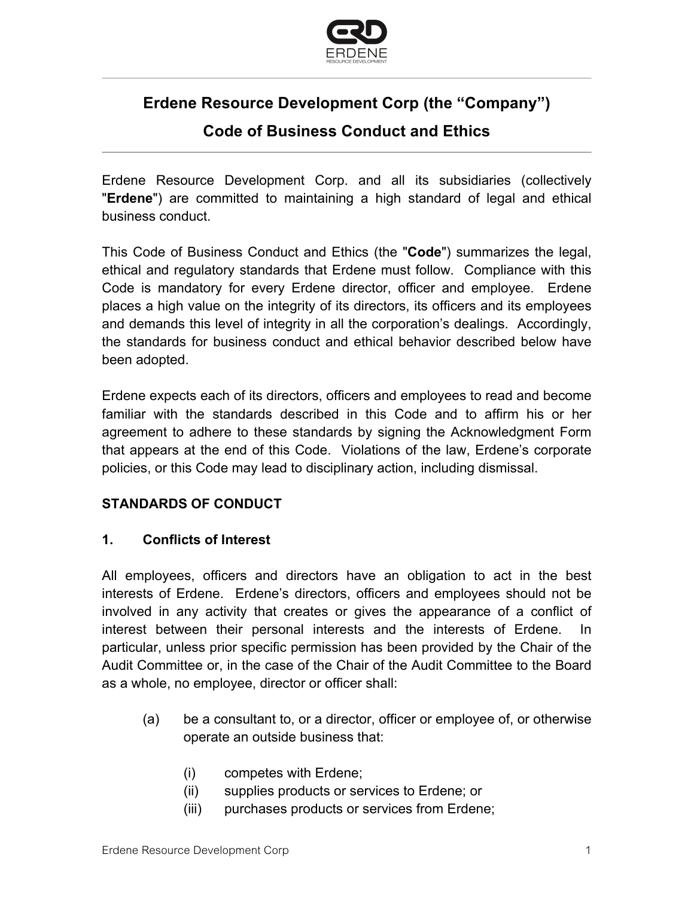# Erdene Resource Development Corp (the "Company")

# Code of Business Conduct and Ethics

Erdene Resource Development Corp. and all its subsidiaries (collectively "**Erdene**") are committed to maintaining a high standard of legal and ethical business conduct.

This Code of Business Conduct and Ethics (the "**Code**") summarizes the legal, ethical and regulatory standards that Erdene must follow. Compliance with this Code is mandatory for every Erdene director, officer and employee. Erdene places a high value on the integrity of its directors, its officers and its employees and demands this level of integrity in all the corporation's dealings. Accordingly, the standards for business conduct and ethical behavior described below have been adopted.

Erdene expects each of its directors, officers and employees to read and become familiar with the standards described in this Code and to affirm his or her agreement to adhere to these standards by signing the Acknowledgment Form that appears at the end of this Code. Violations of the law, Erdene's corporate policies, or this Code may lead to disciplinary action, including dismissal.

## STANDARDS OF CONDUCT

### 1. Conflicts of Interest

All employees, officers and directors have an obligation to act in the best interests of Erdene. Erdene's directors, officers and employees should not be involved in any activity that creates or gives the appearance of a conflict of interest between their personal interests and the interests of Erdene. In particular, unless prior specific permission has been provided by the Chair of the Audit Committee or, in the case of the Chair of the Audit Committee to the Board as a whole, no employee, director or officer shall:

(a) be a consultant to, or a director, officer or employee of, or otherwise operate an outside business that:

- (i) competes with Erdene;
- (ii) supplies products or services to Erdene; or
- (iii) purchases products or services from Erdene;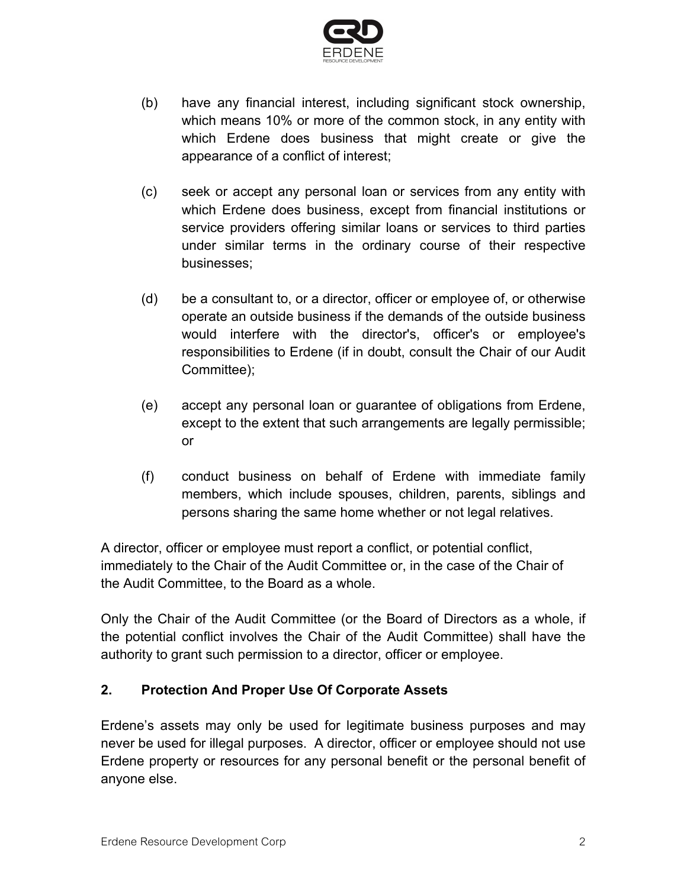(b) have any financial interest, including significant stock ownership, which means 10% or more of the common stock, in any entity with which Erdene does business that might create or give the appearance of a conflict of interest;

(c) seek or accept any personal loan or services from any entity with which Erdene does business, except from financial institutions or service providers offering similar loans or services to third parties under similar terms in the ordinary course of their respective businesses;

(d) be a consultant to, or a director, officer or employee of, or otherwise operate an outside business if the demands of the outside business would interfere with the director's, officer's or employee's responsibilities to Erdene (if in doubt, consult the Chair of our Audit Committee);

(e) accept any personal loan or guarantee of obligations from Erdene, except to the extent that such arrangements are legally permissible; or

(f) conduct business on behalf of Erdene with immediate family members, which include spouses, children, parents, siblings and persons sharing the same home whether or not legal relatives.

A director, officer or employee must report a conflict, or potential conflict, immediately to the Chair of the Audit Committee or, in the case of the Chair of the Audit Committee, to the Board as a whole.

Only the Chair of the Audit Committee (or the Board of Directors as a whole, if the potential conflict involves the Chair of the Audit Committee) shall have the authority to grant such permission to a director, officer or employee.

## 2. Protection And Proper Use Of Corporate Assets

Erdene's assets may only be used for legitimate business purposes and may never be used for illegal purposes. A director, officer or employee should not use Erdene property or resources for any personal benefit or the personal benefit of anyone else.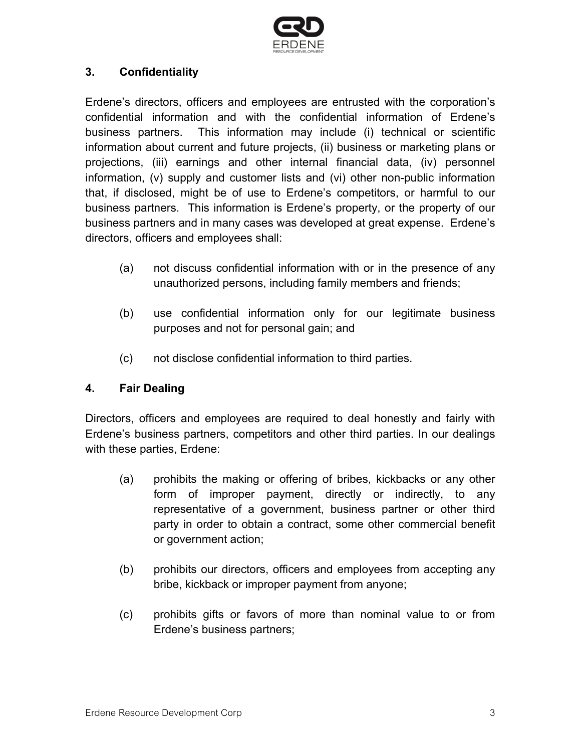## 3. Confidentiality

Erdene's directors, officers and employees are entrusted with the corporation's confidential information and with the confidential information of Erdene's business partners. This information may include (i) technical or scientific information about current and future projects, (ii) business or marketing plans or projections, (iii) earnings and other internal financial data, (iv) personnel information, (v) supply and customer lists and (vi) other non-public information that, if disclosed, might be of use to Erdene's competitors, or harmful to our business partners. This information is Erdene's property, or the property of our business partners and in many cases was developed at great expense. Erdene's directors, officers and employees shall:

(a) not discuss confidential information with or in the presence of any unauthorized persons, including family members and friends;

(b) use confidential information only for our legitimate business purposes and not for personal gain; and

(c) not disclose confidential information to third parties.

## 4. Fair Dealing

Directors, officers and employees are required to deal honestly and fairly with Erdene's business partners, competitors and other third parties. In our dealings with these parties, Erdene:

(a) prohibits the making or offering of bribes, kickbacks or any other form of improper payment, directly or indirectly, to any representative of a government, business partner or other third party in order to obtain a contract, some other commercial benefit or government action;

(b) prohibits our directors, officers and employees from accepting any bribe, kickback or improper payment from anyone;

(c) prohibits gifts or favors of more than nominal value to or from Erdene's business partners;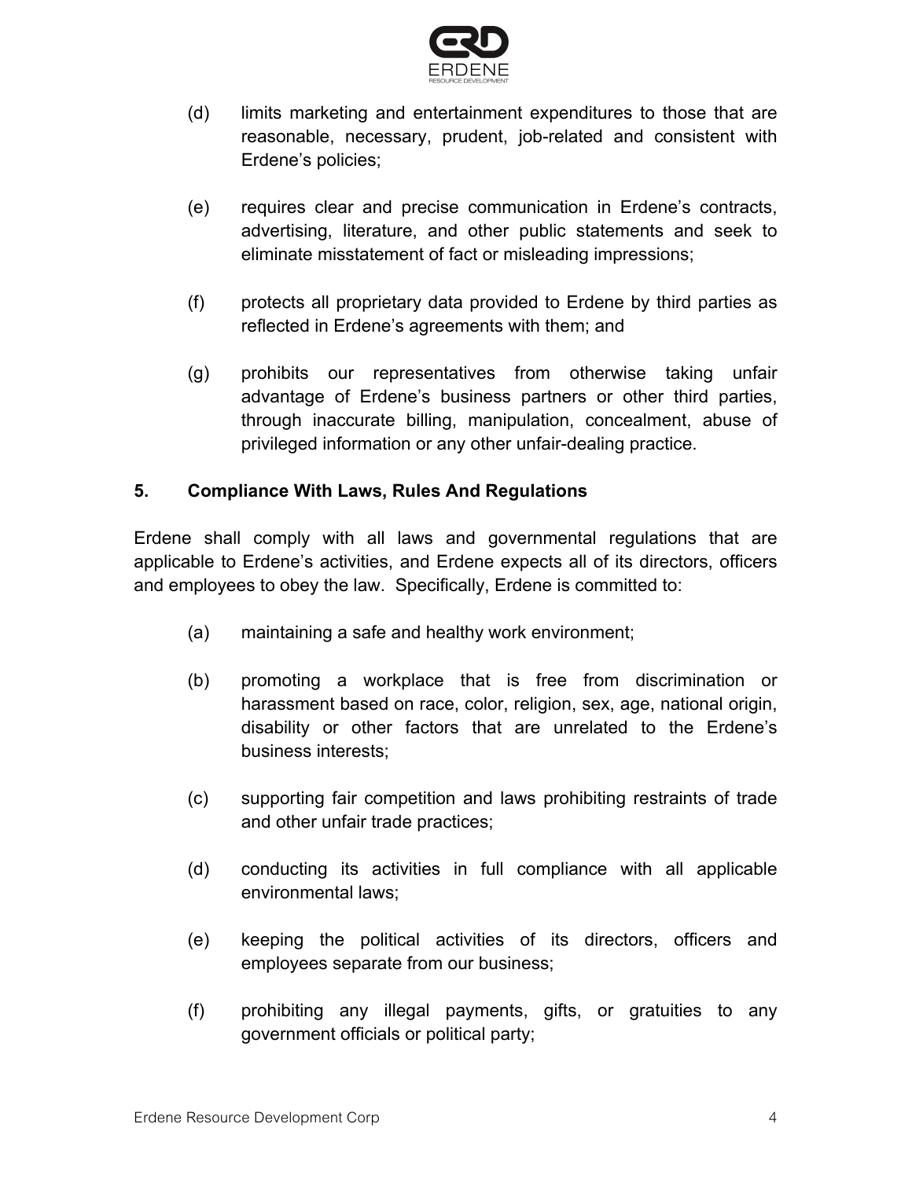(d) limits marketing and entertainment expenditures to those that are reasonable, necessary, prudent, job-related and consistent with Erdene's policies;

(e) requires clear and precise communication in Erdene's contracts, advertising, literature, and other public statements and seek to eliminate misstatement of fact or misleading impressions;

(f) protects all proprietary data provided to Erdene by third parties as reflected in Erdene's agreements with them; and

(g) prohibits our representatives from otherwise taking unfair advantage of Erdene's business partners or other third parties, through inaccurate billing, manipulation, concealment, abuse of privileged information or any other unfair-dealing practice.

## 5. Compliance With Laws, Rules And Regulations

Erdene shall comply with all laws and governmental regulations that are applicable to Erdene's activities, and Erdene expects all of its directors, officers and employees to obey the law. Specifically, Erdene is committed to:

(a) maintaining a safe and healthy work environment;

(b) promoting a workplace that is free from discrimination or harassment based on race, color, religion, sex, age, national origin, disability or other factors that are unrelated to the Erdene's business interests;

(c) supporting fair competition and laws prohibiting restraints of trade and other unfair trade practices;

(d) conducting its activities in full compliance with all applicable environmental laws;

(e) keeping the political activities of its directors, officers and employees separate from our business;

(f) prohibiting any illegal payments, gifts, or gratuities to any government officials or political party;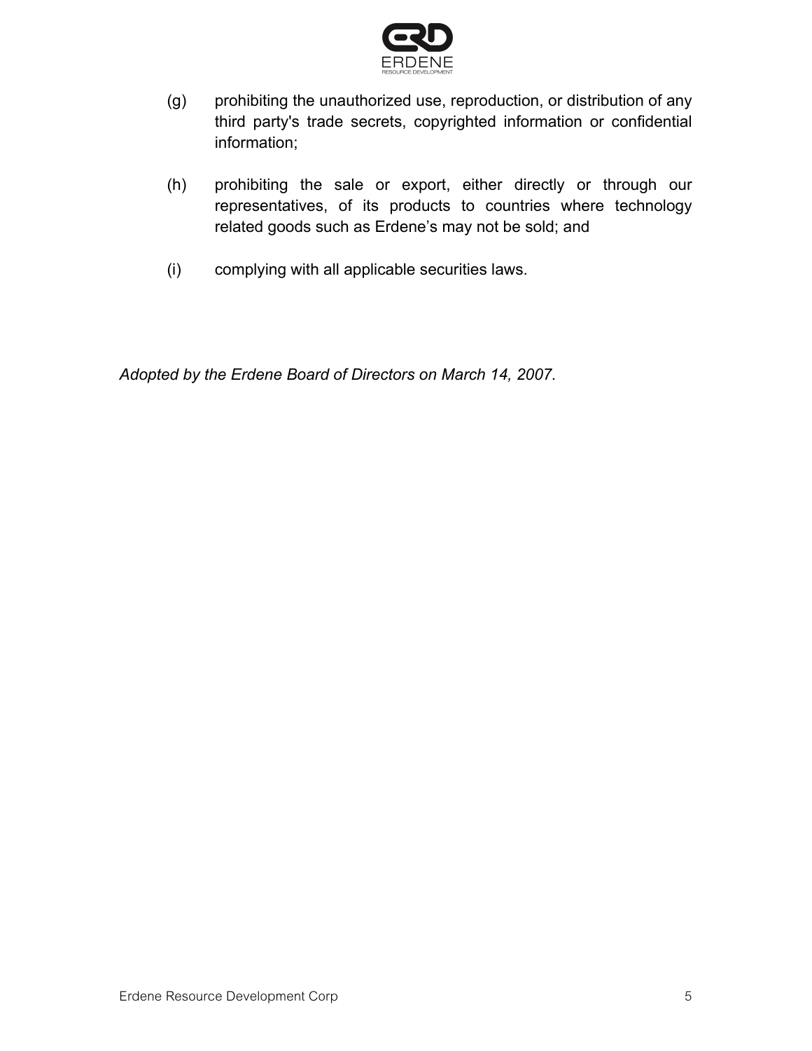(g) prohibiting the unauthorized use, reproduction, or distribution of any third party's trade secrets, copyrighted information or confidential information;

(h) prohibiting the sale or export, either directly or through our representatives, of its products to countries where technology related goods such as Erdene's may not be sold; and

(i) complying with all applicable securities laws.

*Adopted by the Erdene Board of Directors on March 14, 2007.*